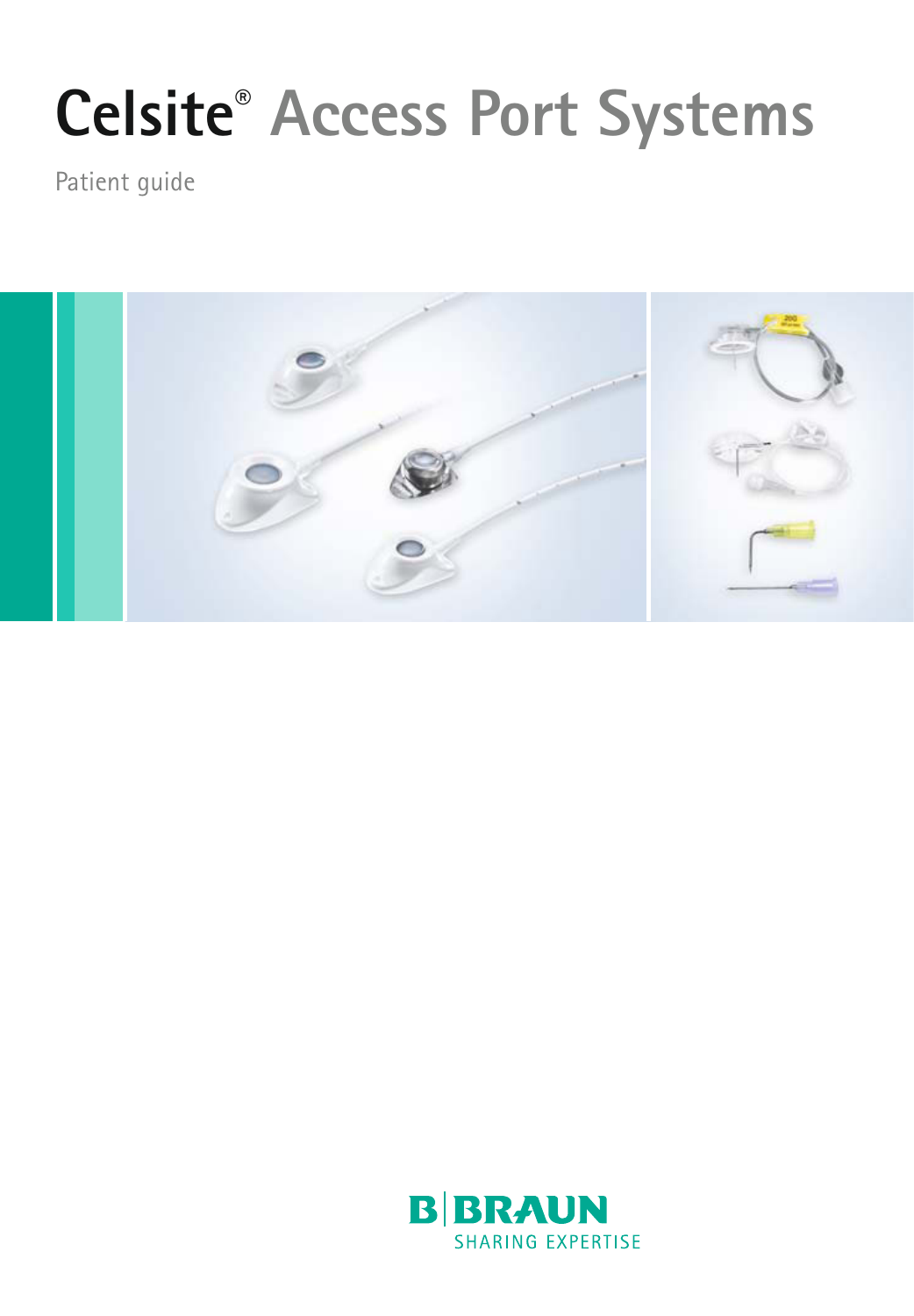# Celsite® Access Port Systems

Patient guide

B|BRAUN
SHARING EXPERTISE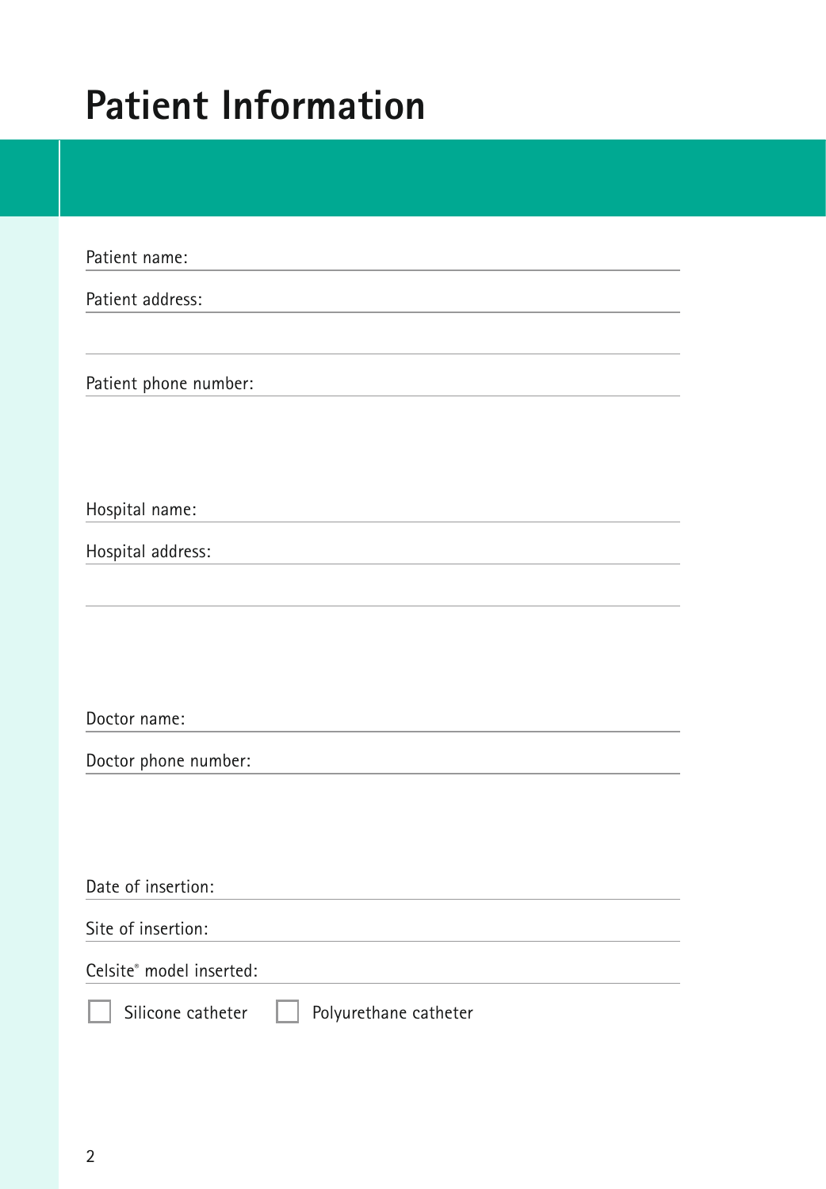# Patient Information

Patient name:

Patient address:

Patient phone number:

Hospital name:

Hospital address:

Doctor name:

Doctor phone number:

Date of insertion:

Site of insertion:

Celsite® model inserted:

☐ Silicone catheter ☐ Polyurethane catheter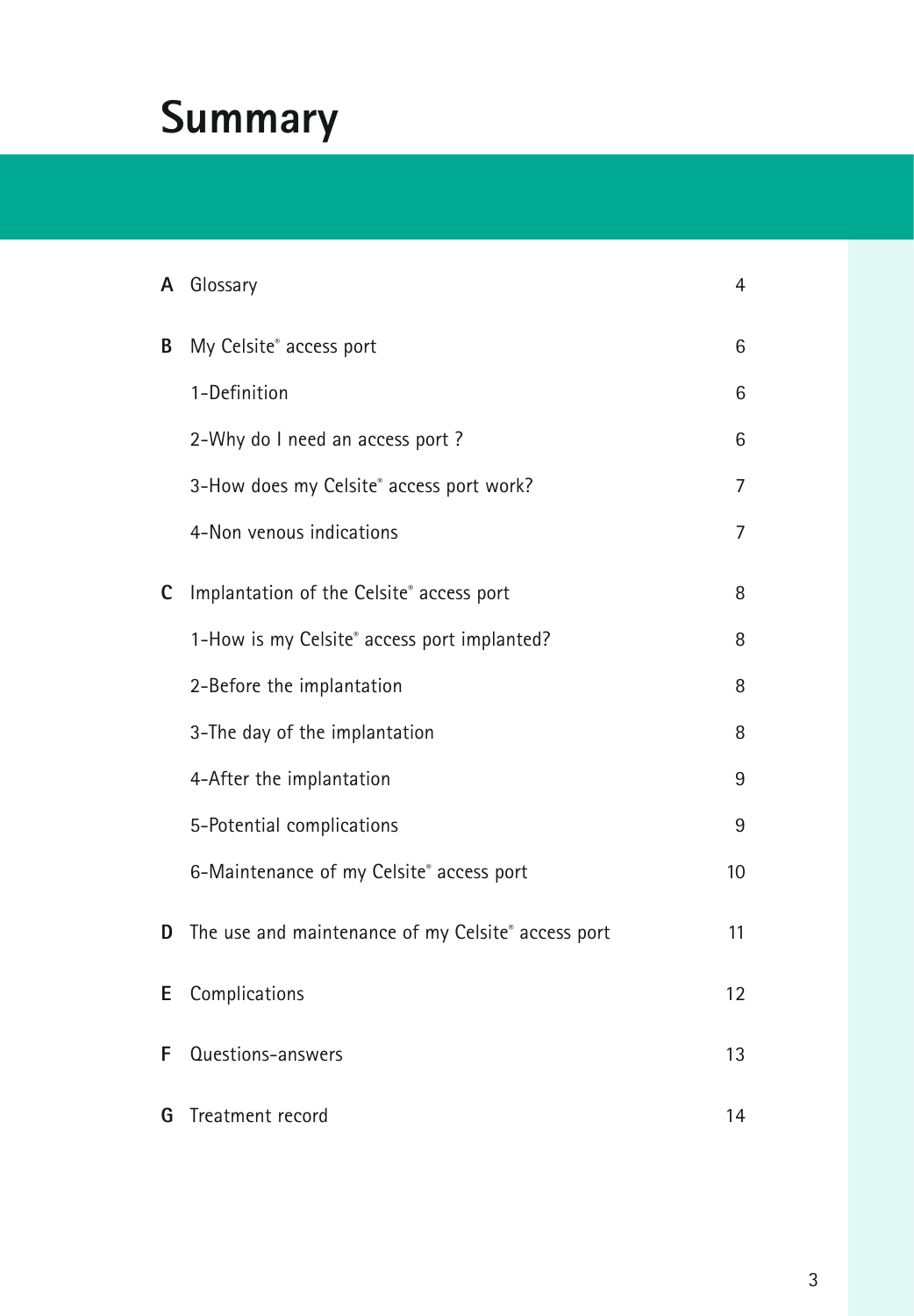# Summary

| | | |
|---|---|---|
| **A** | Glossary | 4 |
| **B** | My Celsite® access port | 6 |
| | 1-Definition | 6 |
| | 2-Why do I need an access port ? | 6 |
| | 3-How does my Celsite® access port work? | 7 |
| | 4-Non venous indications | 7 |
| **C** | Implantation of the Celsite® access port | 8 |
| | 1-How is my Celsite® access port implanted? | 8 |
| | 2-Before the implantation | 8 |
| | 3-The day of the implantation | 8 |
| | 4-After the implantation | 9 |
| | 5-Potential complications | 9 |
| | 6-Maintenance of my Celsite® access port | 10 |
| **D** | The use and maintenance of my Celsite® access port | 11 |
| **E** | Complications | 12 |
| **F** | Questions-answers | 13 |
| **G** | Treatment record | 14 |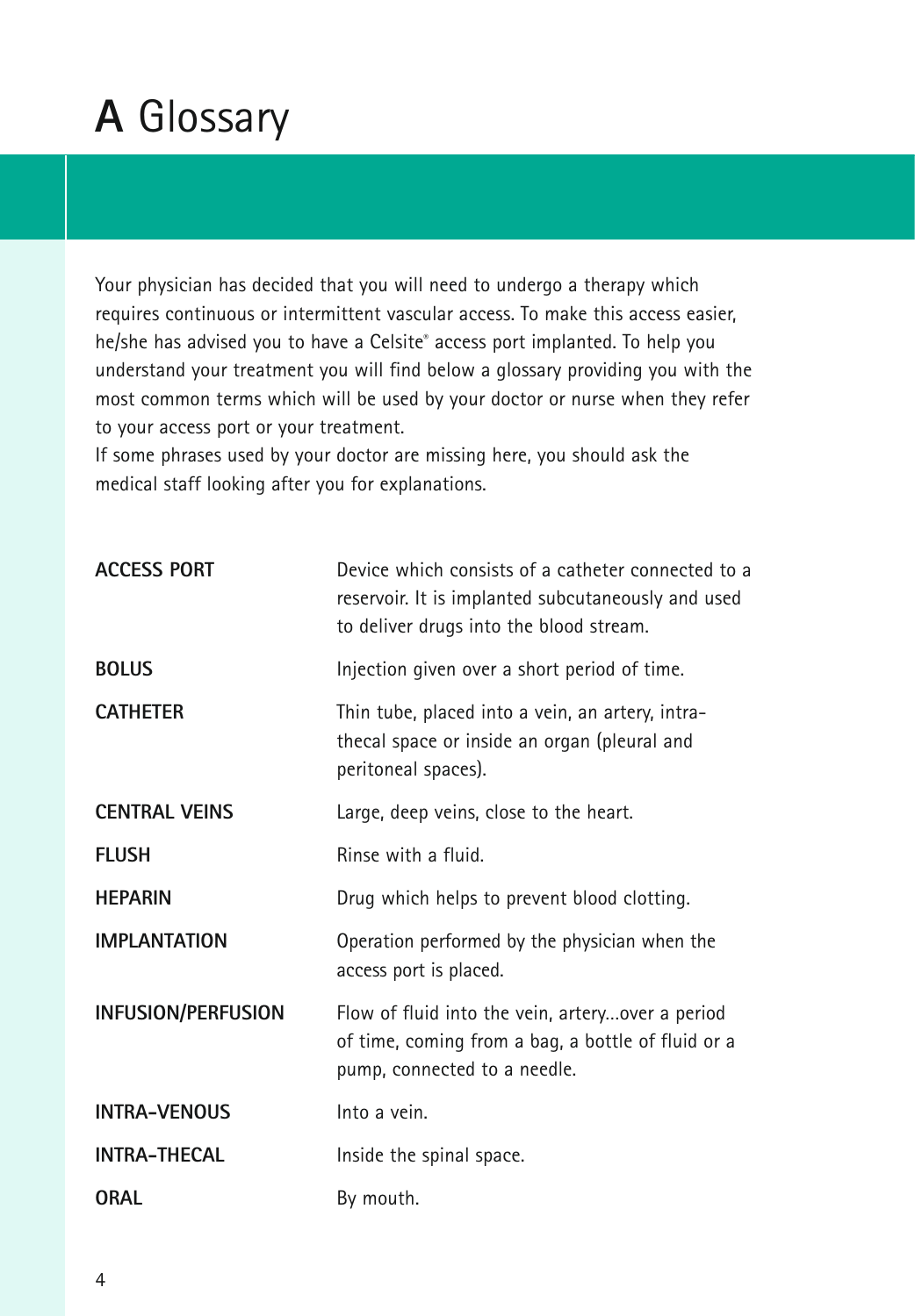# A Glossary

Your physician has decided that you will need to undergo a therapy which requires continuous or intermittent vascular access. To make this access easier, he/she has advised you to have a Celsite® access port implanted. To help you understand your treatment you will find below a glossary providing you with the most common terms which will be used by your doctor or nurse when they refer to your access port or your treatment.
If some phrases used by your doctor are missing here, you should ask the medical staff looking after you for explanations.

| | |
|---|---|
| **ACCESS PORT** | Device which consists of a catheter connected to a reservoir. It is implanted subcutaneously and used to deliver drugs into the blood stream. |
| **BOLUS** | Injection given over a short period of time. |
| **CATHETER** | Thin tube, placed into a vein, an artery, intra-thecal space or inside an organ (pleural and peritoneal spaces). |
| **CENTRAL VEINS** | Large, deep veins, close to the heart. |
| **FLUSH** | Rinse with a fluid. |
| **HEPARIN** | Drug which helps to prevent blood clotting. |
| **IMPLANTATION** | Operation performed by the physician when the access port is placed. |
| **INFUSION/PERFUSION** | Flow of fluid into the vein, artery...over a period of time, coming from a bag, a bottle of fluid or a pump, connected to a needle. |
| **INTRA-VENOUS** | Into a vein. |
| **INTRA-THECAL** | Inside the spinal space. |
| **ORAL** | By mouth. |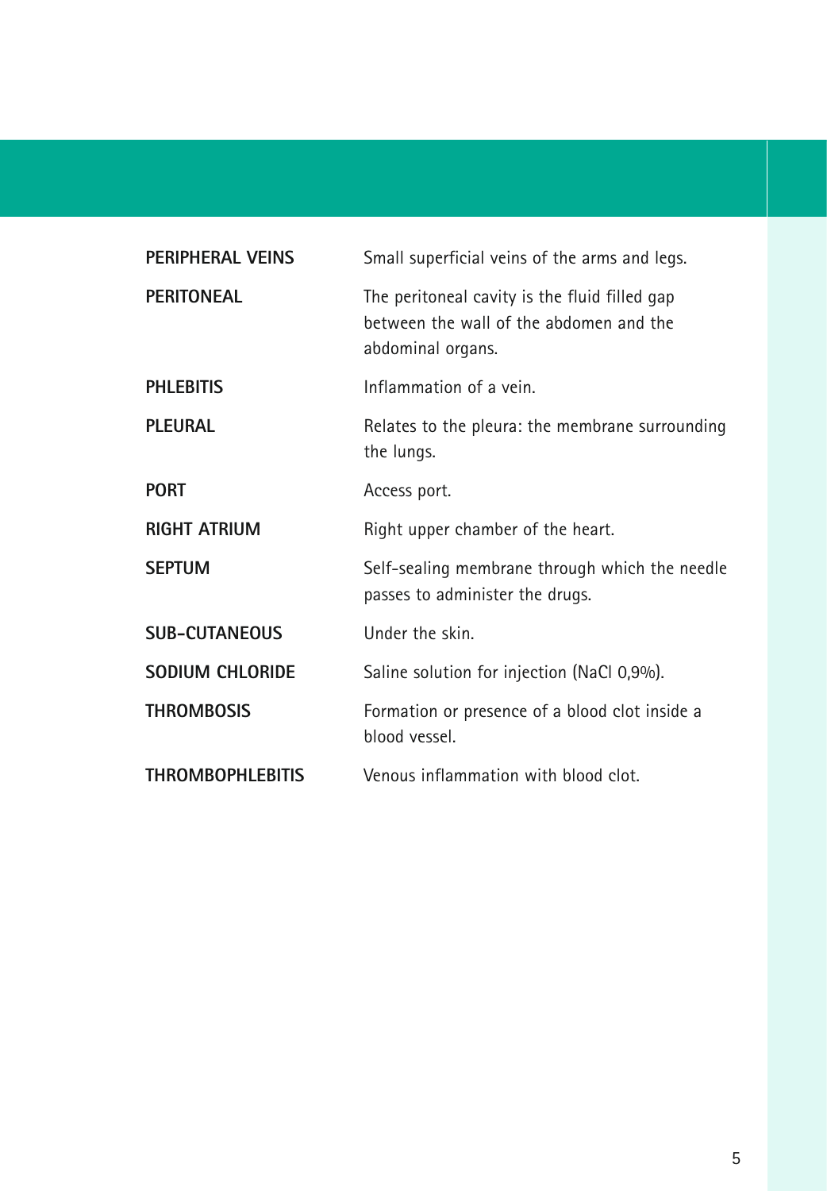| | |
|---|---|
| **PERIPHERAL VEINS** | Small superficial veins of the arms and legs. |
| **PERITONEAL** | The peritoneal cavity is the fluid filled gap between the wall of the abdomen and the abdominal organs. |
| **PHLEBITIS** | Inflammation of a vein. |
| **PLEURAL** | Relates to the pleura: the membrane surrounding the lungs. |
| **PORT** | Access port. |
| **RIGHT ATRIUM** | Right upper chamber of the heart. |
| **SEPTUM** | Self-sealing membrane through which the needle passes to administer the drugs. |
| **SUB-CUTANEOUS** | Under the skin. |
| **SODIUM CHLORIDE** | Saline solution for injection ($NaCl$ 0,9%). |
| **THROMBOSIS** | Formation or presence of a blood clot inside a blood vessel. |
| **THROMBOPHLEBITIS** | Venous inflammation with blood clot. |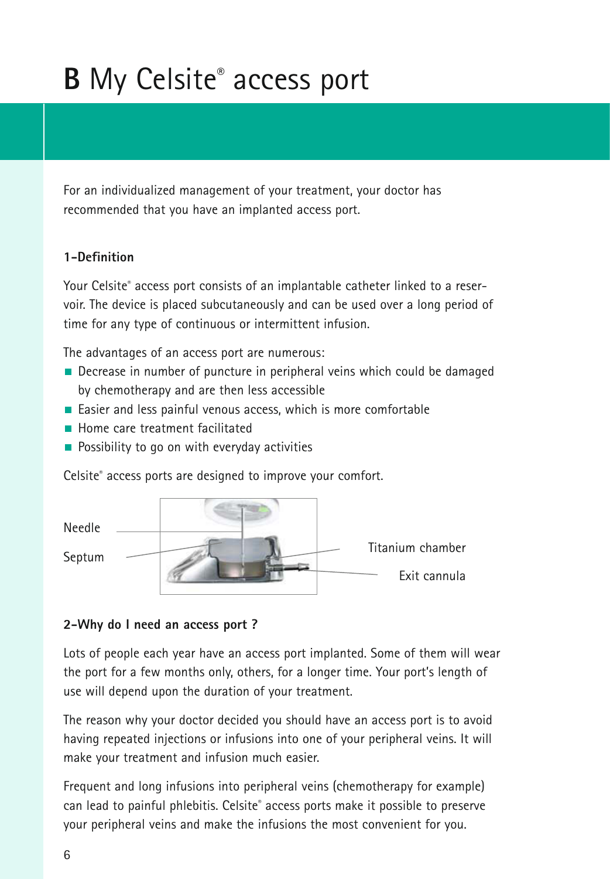# B My Celsite® access port

For an individualized management of your treatment, your doctor has recommended that you have an implanted access port.

### 1-Definition

Your Celsite® access port consists of an implantable catheter linked to a reservoir. The device is placed subcutaneously and can be used over a long period of time for any type of continuous or intermittent infusion.

The advantages of an access port are numerous:

- Decrease in number of puncture in peripheral veins which could be damaged by chemotherapy and are then less accessible
- Easier and less painful venous access, which is more comfortable
- Home care treatment facilitated
- Possibility to go on with everyday activities

Celsite® access ports are designed to improve your comfort.

Needle

Septum

Titanium chamber

Exit cannula

### 2-Why do I need an access port ?

Lots of people each year have an access port implanted. Some of them will wear the port for a few months only, others, for a longer time. Your port's length of use will depend upon the duration of your treatment.

The reason why your doctor decided you should have an access port is to avoid having repeated injections or infusions into one of your peripheral veins. It will make your treatment and infusion much easier.

Frequent and long infusions into peripheral veins (chemotherapy for example) can lead to painful phlebitis. Celsite® access ports make it possible to preserve your peripheral veins and make the infusions the most convenient for you.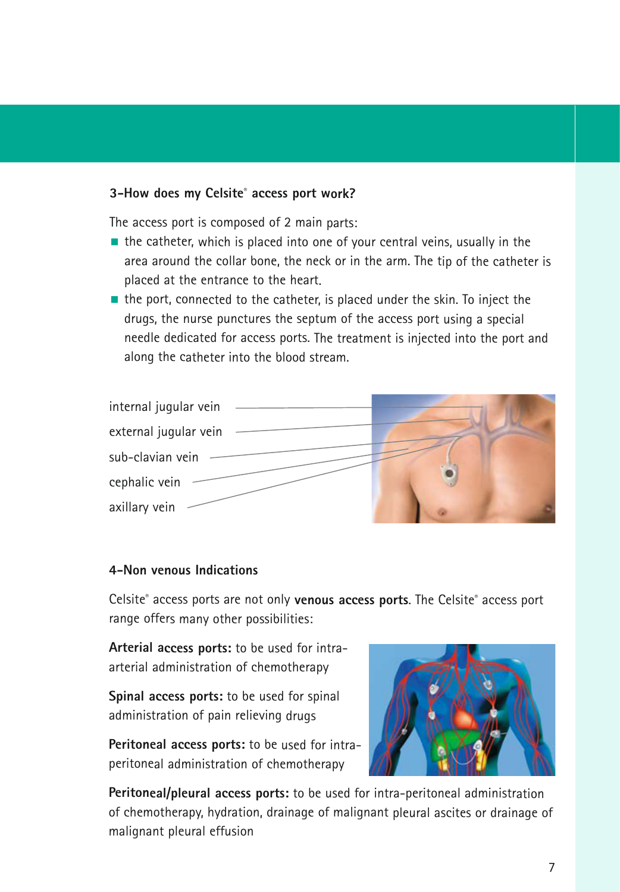### 3-How does my Celsite® access port work?

The access port is composed of 2 main parts:

- the catheter, which is placed into one of your central veins, usually in the area around the collar bone, the neck or in the arm. The tip of the catheter is placed at the entrance to the heart.
- the port, connected to the catheter, is placed under the skin. To inject the drugs, the nurse punctures the septum of the access port using a special needle dedicated for access ports. The treatment is injected into the port and along the catheter into the blood stream.

internal jugular vein

external jugular vein

sub-clavian vein

cephalic vein

axillary vein

### 4-Non venous Indications

Celsite® access ports are not only **venous access ports**. The Celsite® access port range offers many other possibilities:

**Arterial access ports:** to be used for intra-arterial administration of chemotherapy

**Spinal access ports:** to be used for spinal administration of pain relieving drugs

**Peritoneal access ports:** to be used for intra-peritoneal administration of chemotherapy

**Peritoneal/pleural access ports:** to be used for intra-peritoneal administration of chemotherapy, hydration, drainage of malignant pleural ascites or drainage of malignant pleural effusion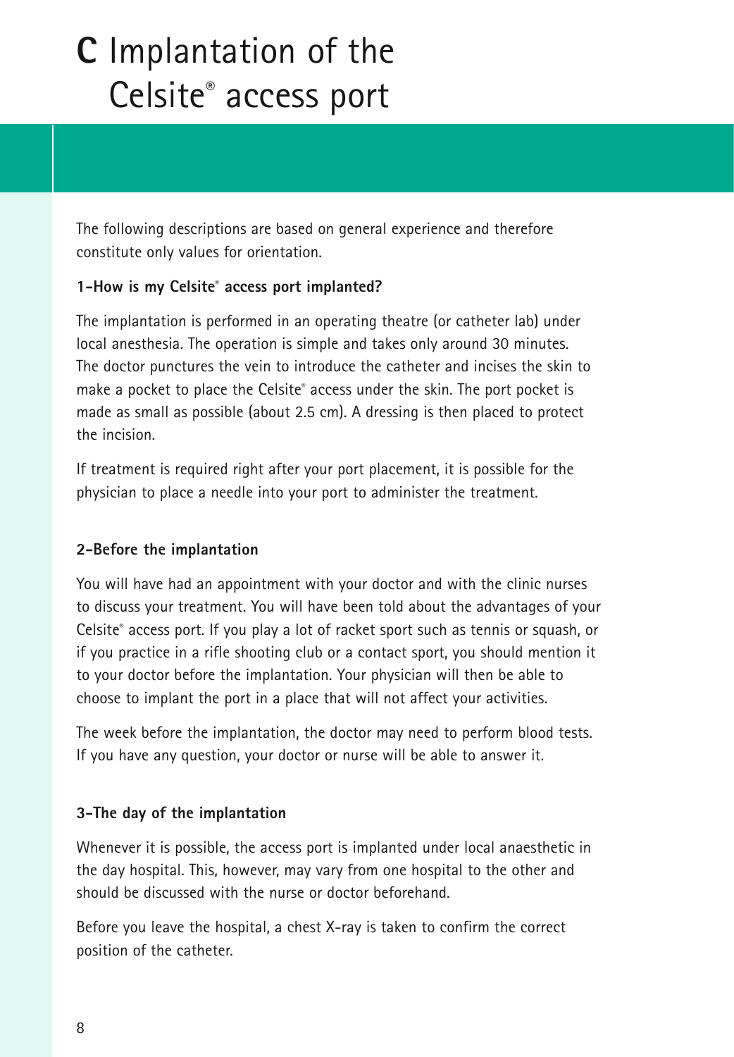# C Implantation of the Celsite® access port

The following descriptions are based on general experience and therefore constitute only values for orientation.

**1-How is my Celsite® access port implanted?**

The implantation is performed in an operating theatre (or catheter lab) under local anesthesia. The operation is simple and takes only around 30 minutes. The doctor punctures the vein to introduce the catheter and incises the skin to make a pocket to place the Celsite® access under the skin. The port pocket is made as small as possible (about 2.5 cm). A dressing is then placed to protect the incision.

If treatment is required right after your port placement, it is possible for the physician to place a needle into your port to administer the treatment.

**2-Before the implantation**

You will have had an appointment with your doctor and with the clinic nurses to discuss your treatment. You will have been told about the advantages of your Celsite® access port. If you play a lot of racket sport such as tennis or squash, or if you practice in a rifle shooting club or a contact sport, you should mention it to your doctor before the implantation. Your physician will then be able to choose to implant the port in a place that will not affect your activities.

The week before the implantation, the doctor may need to perform blood tests. If you have any question, your doctor or nurse will be able to answer it.

**3-The day of the implantation**

Whenever it is possible, the access port is implanted under local anaesthetic in the day hospital. This, however, may vary from one hospital to the other and should be discussed with the nurse or doctor beforehand.

Before you leave the hospital, a chest X-ray is taken to confirm the correct position of the catheter.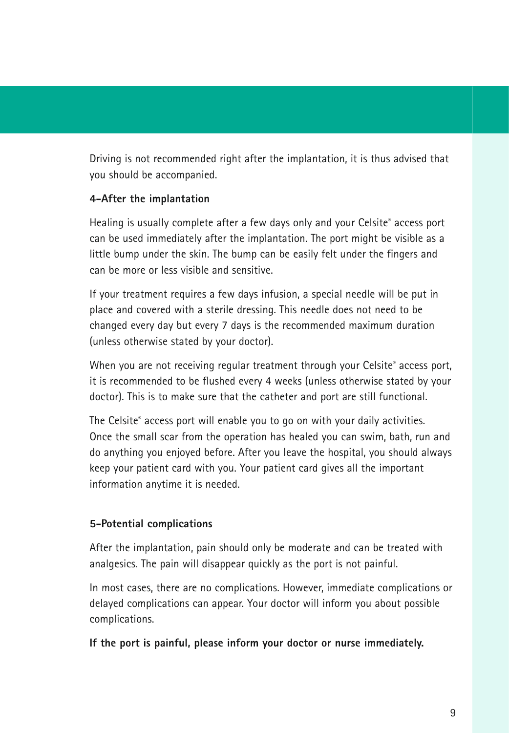Driving is not recommended right after the implantation, it is thus advised that you should be accompanied.

**4-After the implantation**

Healing is usually complete after a few days only and your Celsite® access port can be used immediately after the implantation. The port might be visible as a little bump under the skin. The bump can be easily felt under the fingers and can be more or less visible and sensitive.

If your treatment requires a few days infusion, a special needle will be put in place and covered with a sterile dressing. This needle does not need to be changed every day but every 7 days is the recommended maximum duration (unless otherwise stated by your doctor).

When you are not receiving regular treatment through your Celsite® access port, it is recommended to be flushed every 4 weeks (unless otherwise stated by your doctor). This is to make sure that the catheter and port are still functional.

The Celsite® access port will enable you to go on with your daily activities. Once the small scar from the operation has healed you can swim, bath, run and do anything you enjoyed before. After you leave the hospital, you should always keep your patient card with you. Your patient card gives all the important information anytime it is needed.

**5-Potential complications**

After the implantation, pain should only be moderate and can be treated with analgesics. The pain will disappear quickly as the port is not painful.

In most cases, there are no complications. However, immediate complications or delayed complications can appear. Your doctor will inform you about possible complications.

**If the port is painful, please inform your doctor or nurse immediately.**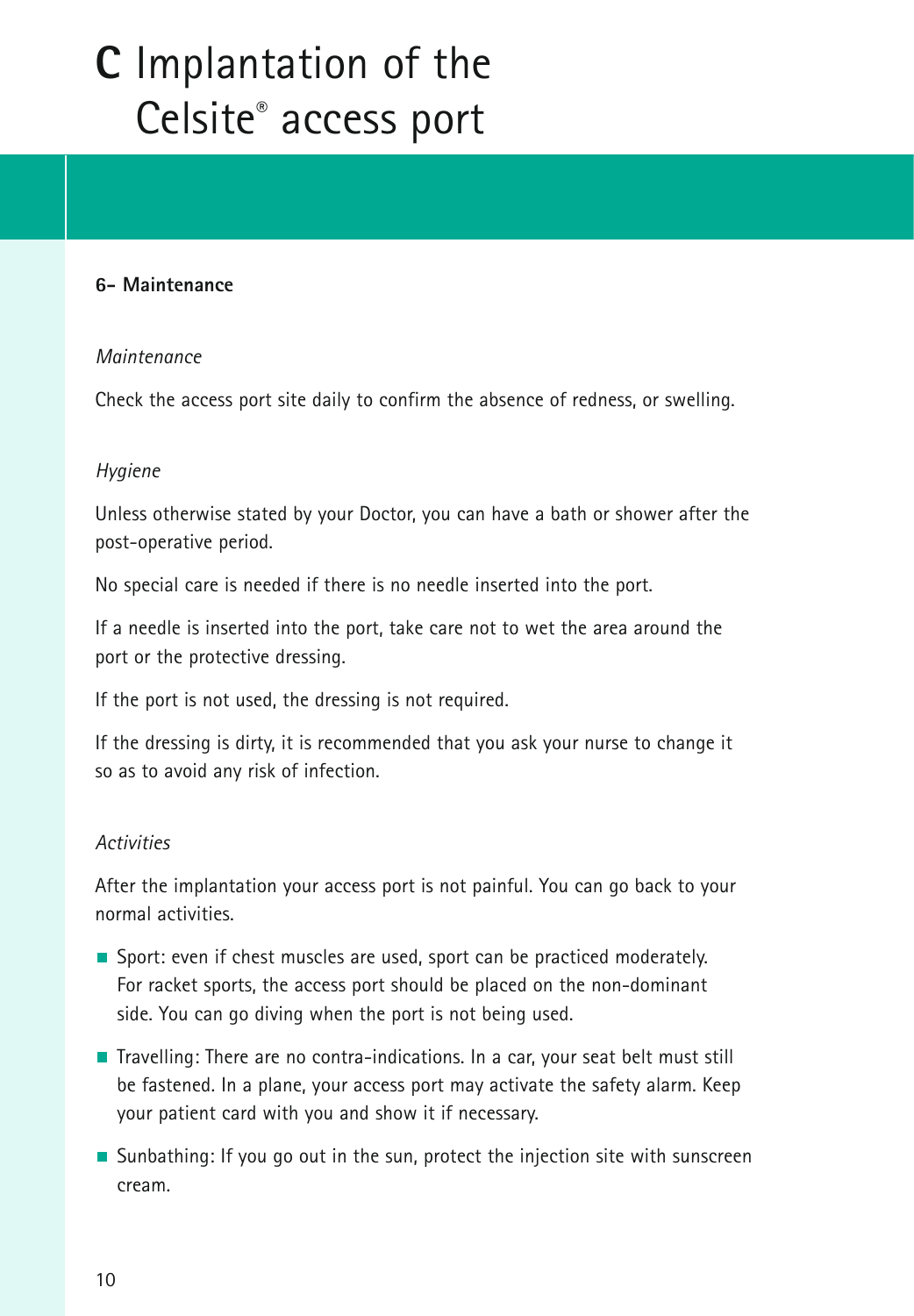# C Implantation of the Celsite® access port

**6- Maintenance**

*Maintenance*

Check the access port site daily to confirm the absence of redness, or swelling.

*Hygiene*

Unless otherwise stated by your Doctor, you can have a bath or shower after the post-operative period.

No special care is needed if there is no needle inserted into the port.

If a needle is inserted into the port, take care not to wet the area around the port or the protective dressing.

If the port is not used, the dressing is not required.

If the dressing is dirty, it is recommended that you ask your nurse to change it so as to avoid any risk of infection.

*Activities*

After the implantation your access port is not painful. You can go back to your normal activities.

- Sport: even if chest muscles are used, sport can be practiced moderately. For racket sports, the access port should be placed on the non-dominant side. You can go diving when the port is not being used.
- Travelling: There are no contra-indications. In a car, your seat belt must still be fastened. In a plane, your access port may activate the safety alarm. Keep your patient card with you and show it if necessary.
- Sunbathing: If you go out in the sun, protect the injection site with sunscreen cream.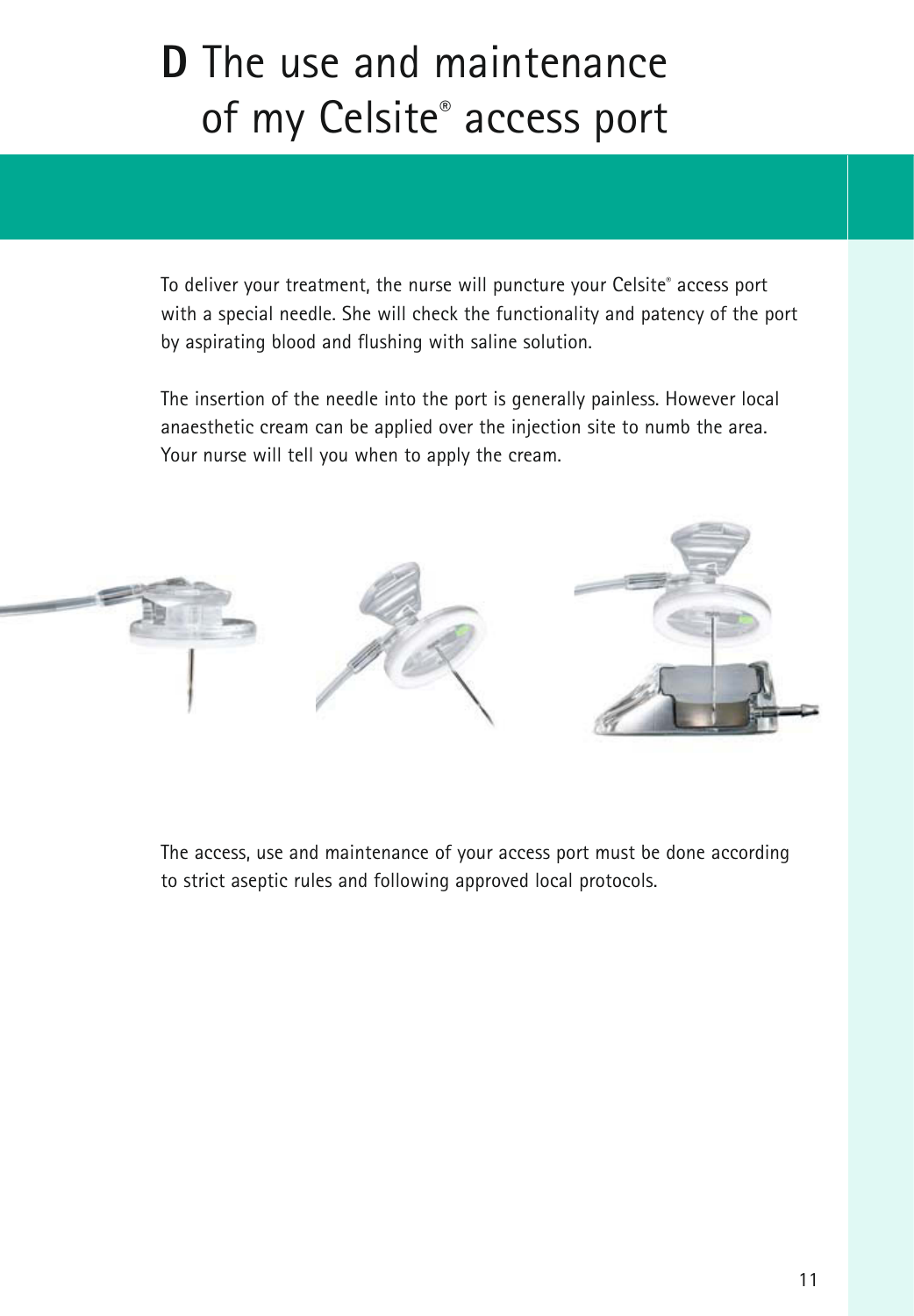# D The use and maintenance of my Celsite® access port

To deliver your treatment, the nurse will puncture your Celsite® access port with a special needle. She will check the functionality and patency of the port by aspirating blood and flushing with saline solution.

The insertion of the needle into the port is generally painless. However local anaesthetic cream can be applied over the injection site to numb the area. Your nurse will tell you when to apply the cream.

The access, use and maintenance of your access port must be done according to strict aseptic rules and following approved local protocols.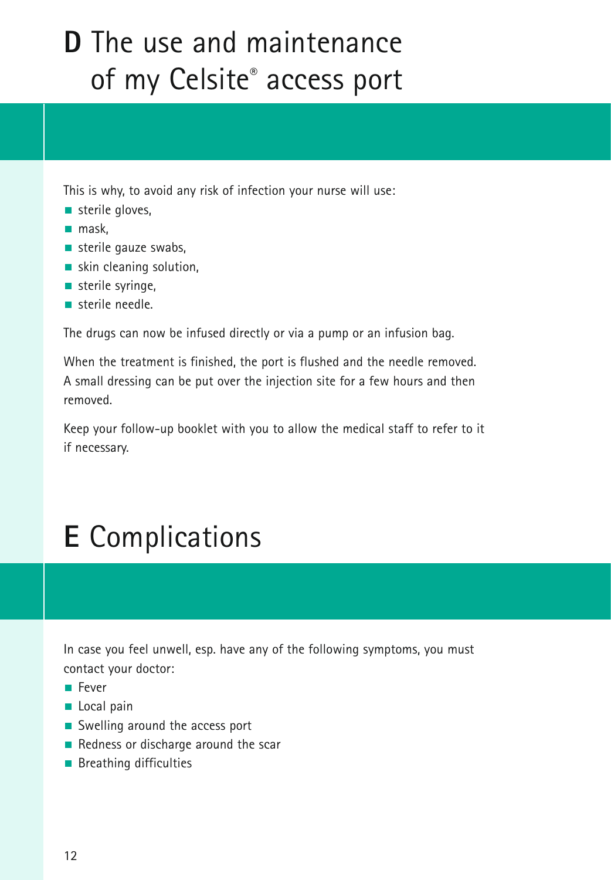# **D** The use and maintenance of my Celsite® access port

This is why, to avoid any risk of infection your nurse will use:

- sterile gloves,
- mask,
- sterile gauze swabs,
- skin cleaning solution,
- sterile syringe,
- sterile needle.

The drugs can now be infused directly or via a pump or an infusion bag.

When the treatment is finished, the port is flushed and the needle removed. A small dressing can be put over the injection site for a few hours and then removed.

Keep your follow-up booklet with you to allow the medical staff to refer to it if necessary.

# **E** Complications

In case you feel unwell, esp. have any of the following symptoms, you must contact your doctor:

- Fever
- Local pain
- Swelling around the access port
- Redness or discharge around the scar
- Breathing difficulties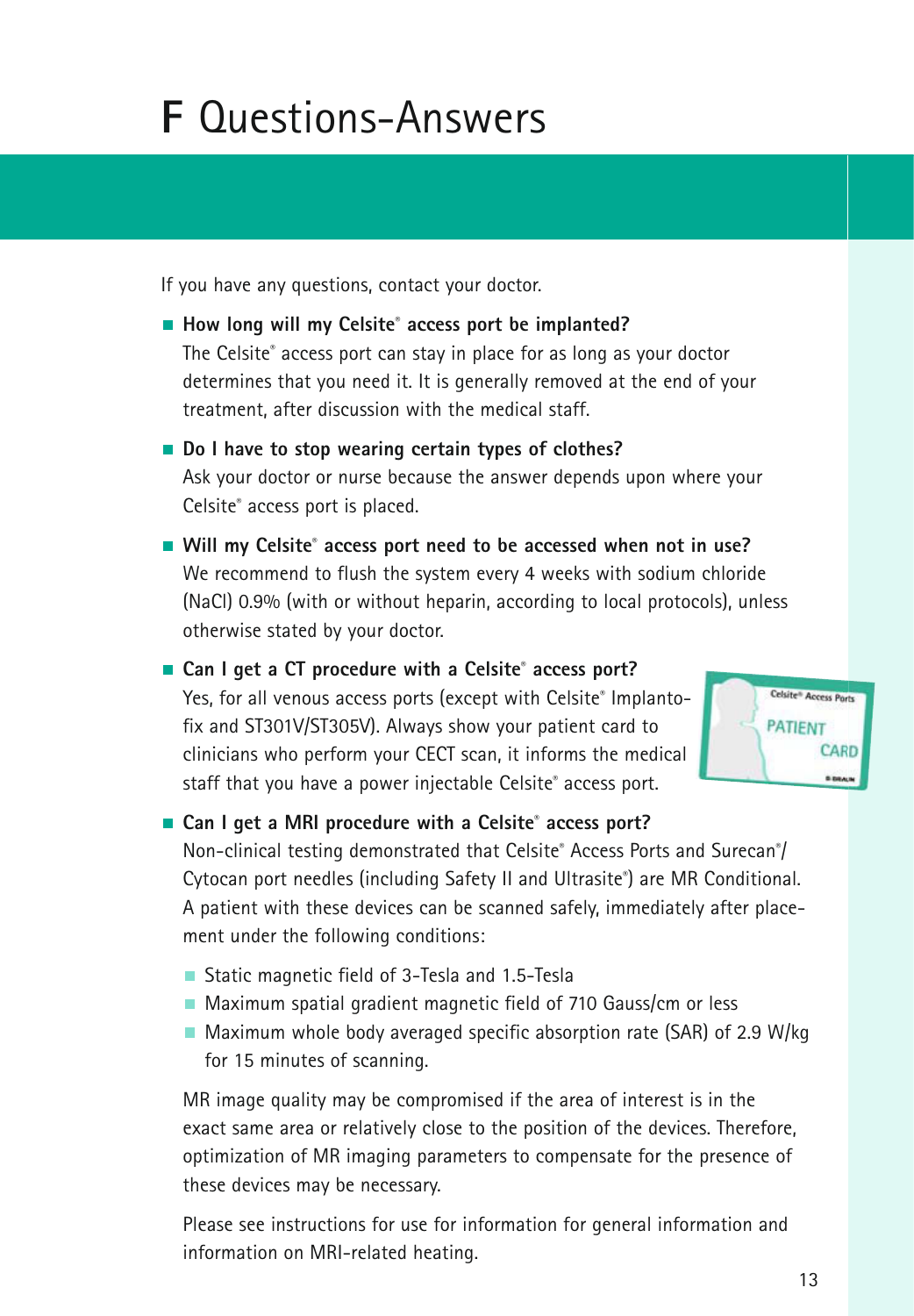# F Questions-Answers

If you have any questions, contact your doctor.

- **How long will my Celsite® access port be implanted?**
  The Celsite® access port can stay in place for as long as your doctor determines that you need it. It is generally removed at the end of your treatment, after discussion with the medical staff.

- **Do I have to stop wearing certain types of clothes?**
  Ask your doctor or nurse because the answer depends upon where your Celsite® access port is placed.

- **Will my Celsite® access port need to be accessed when not in use?**
  We recommend to flush the system every 4 weeks with sodium chloride (NaCl) 0.9% (with or without heparin, according to local protocols), unless otherwise stated by your doctor.

- **Can I get a CT procedure with a Celsite® access port?**
  Yes, for all venous access ports (except with Celsite® Implantofix and ST301V/ST305V). Always show your patient card to clinicians who perform your CECT scan, it informs the medical staff that you have a power injectable Celsite® access port.

- **Can I get a MRI procedure with a Celsite® access port?**
  Non-clinical testing demonstrated that Celsite® Access Ports and Surecan®/ Cytocan port needles (including Safety II and Ultrasite®) are MR Conditional. A patient with these devices can be scanned safely, immediately after placement under the following conditions:

  - Static magnetic field of 3-Tesla and 1.5-Tesla
  - Maximum spatial gradient magnetic field of 710 Gauss/cm or less
  - Maximum whole body averaged specific absorption rate (SAR) of 2.9 W/kg for 15 minutes of scanning.

  MR image quality may be compromised if the area of interest is in the exact same area or relatively close to the position of the devices. Therefore, optimization of MR imaging parameters to compensate for the presence of these devices may be necessary.

  Please see instructions for use for information for general information and information on MRI-related heating.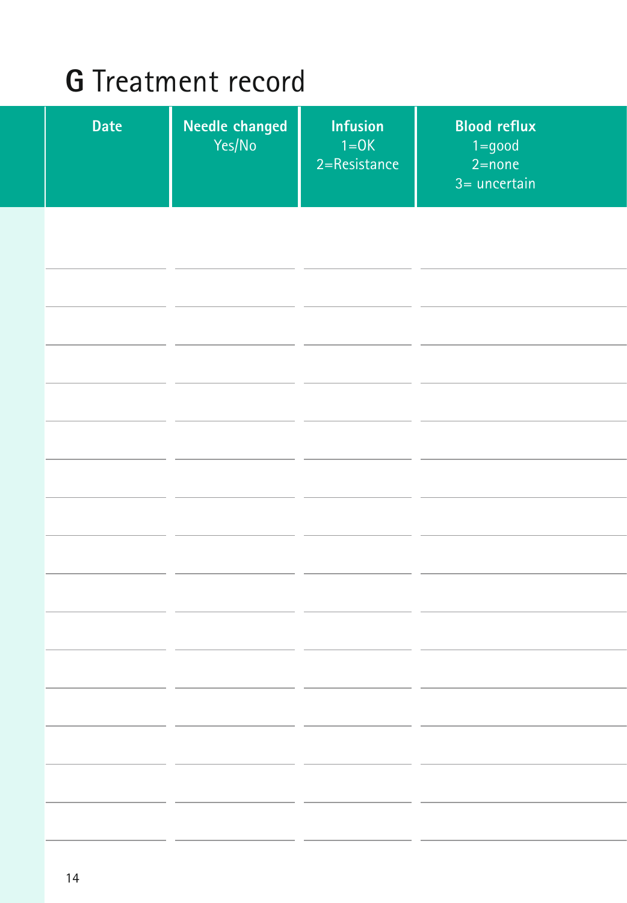# G Treatment record

| Date | Needle changed<br>Yes/No | Infusion<br>1=OK<br>2=Resistance | Blood reflux<br>1=good<br>2=none<br>3= uncertain |
|---|---|---|---|
| | | | |
| | | | |
| | | | |
| | | | |
| | | | |
| | | | |
| | | | |
| | | | |
| | | | |
| | | | |
| | | | |
| | | | |
| | | | |
| | | | |
| | | | |
| | | | |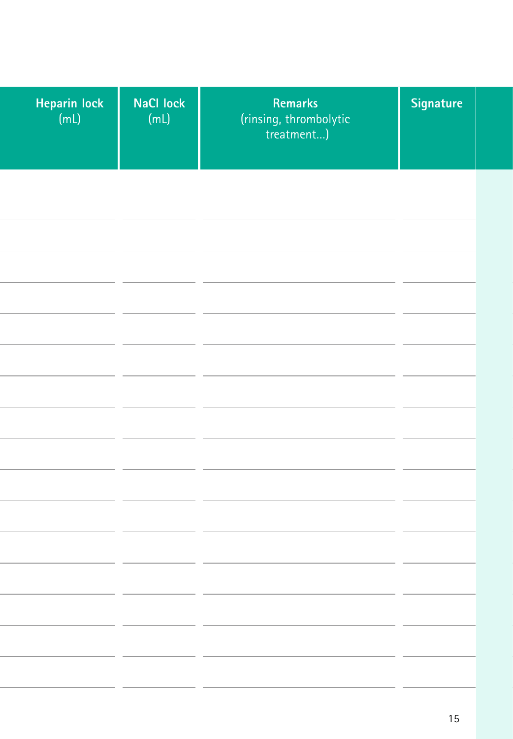| Heparin lock (mL) | NaCl lock (mL) | Remarks (rinsing, thrombolytic treatment...) | Signature |
|---|---|---|---|
| | | | |
| | | | |
| | | | |
| | | | |
| | | | |
| | | | |
| | | | |
| | | | |
| | | | |
| | | | |
| | | | |
| | | | |
| | | | |
| | | | |
| | | | |
| | | | |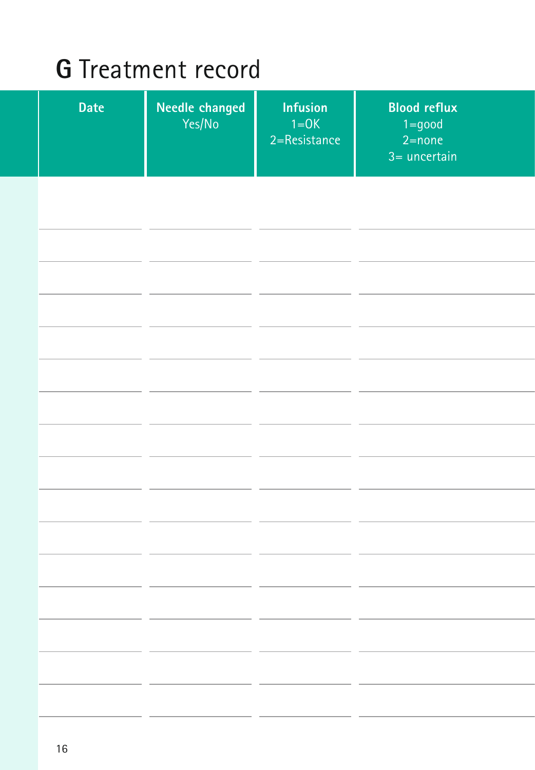# G Treatment record

| Date | Needle changed Yes/No | Infusion 1=OK 2=Resistance | Blood reflux 1=good 2=none 3= uncertain |
|---|---|---|---|
| | | | |
| | | | |
| | | | |
| | | | |
| | | | |
| | | | |
| | | | |
| | | | |
| | | | |
| | | | |
| | | | |
| | | | |
| | | | |
| | | | |
| | | | |
| | | | |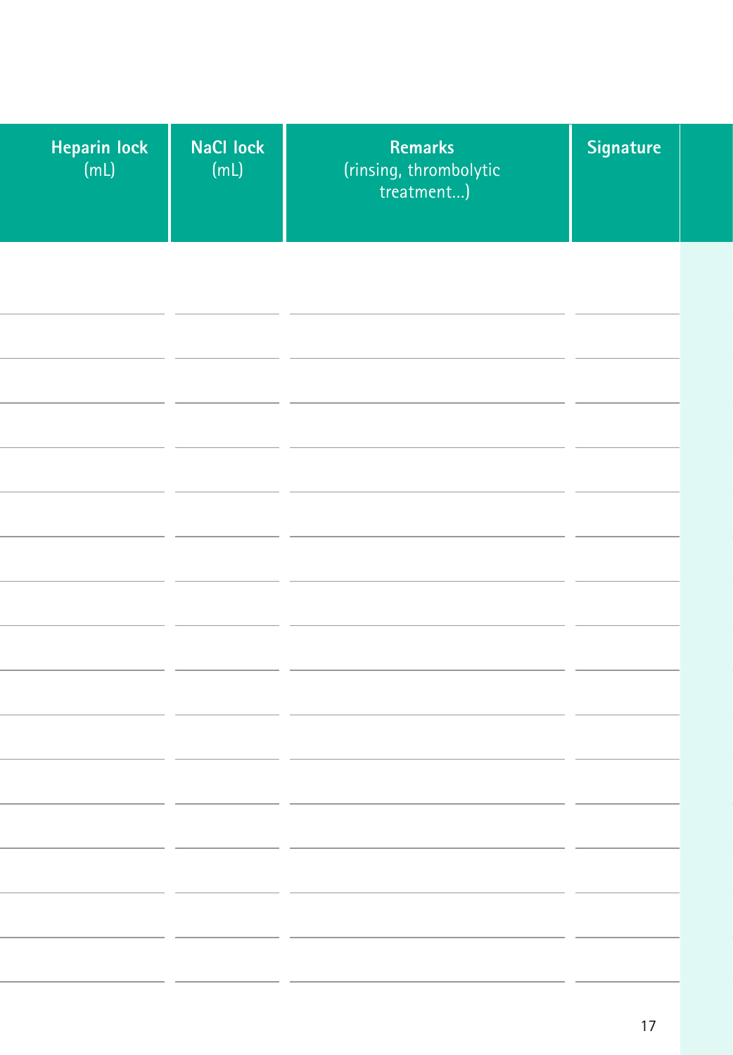| Heparin lock (mL) | NaCl lock (mL) | Remarks (rinsing, thrombolytic treatment...) | Signature |
|---|---|---|---|
| | | | |
| | | | |
| | | | |
| | | | |
| | | | |
| | | | |
| | | | |
| | | | |
| | | | |
| | | | |
| | | | |
| | | | |
| | | | |
| | | | |
| | | | |
| | | | |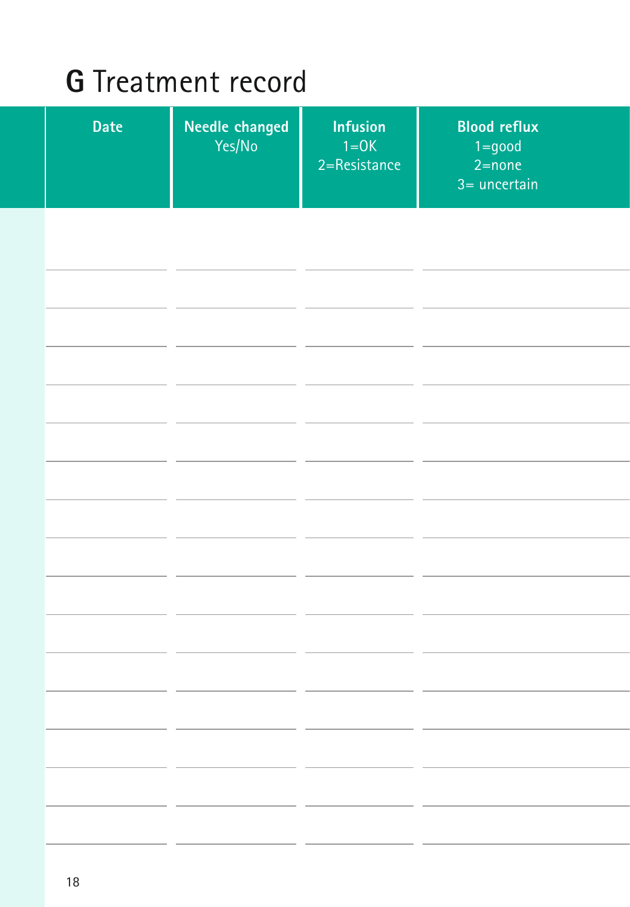# G Treatment record

| Date | Needle changed Yes/No | Infusion 1=OK 2=Resistance | Blood reflux 1=good 2=none 3= uncertain |
|---|---|---|---|
| | | | |
| | | | |
| | | | |
| | | | |
| | | | |
| | | | |
| | | | |
| | | | |
| | | | |
| | | | |
| | | | |
| | | | |
| | | | |
| | | | |
| | | | |
| | | | |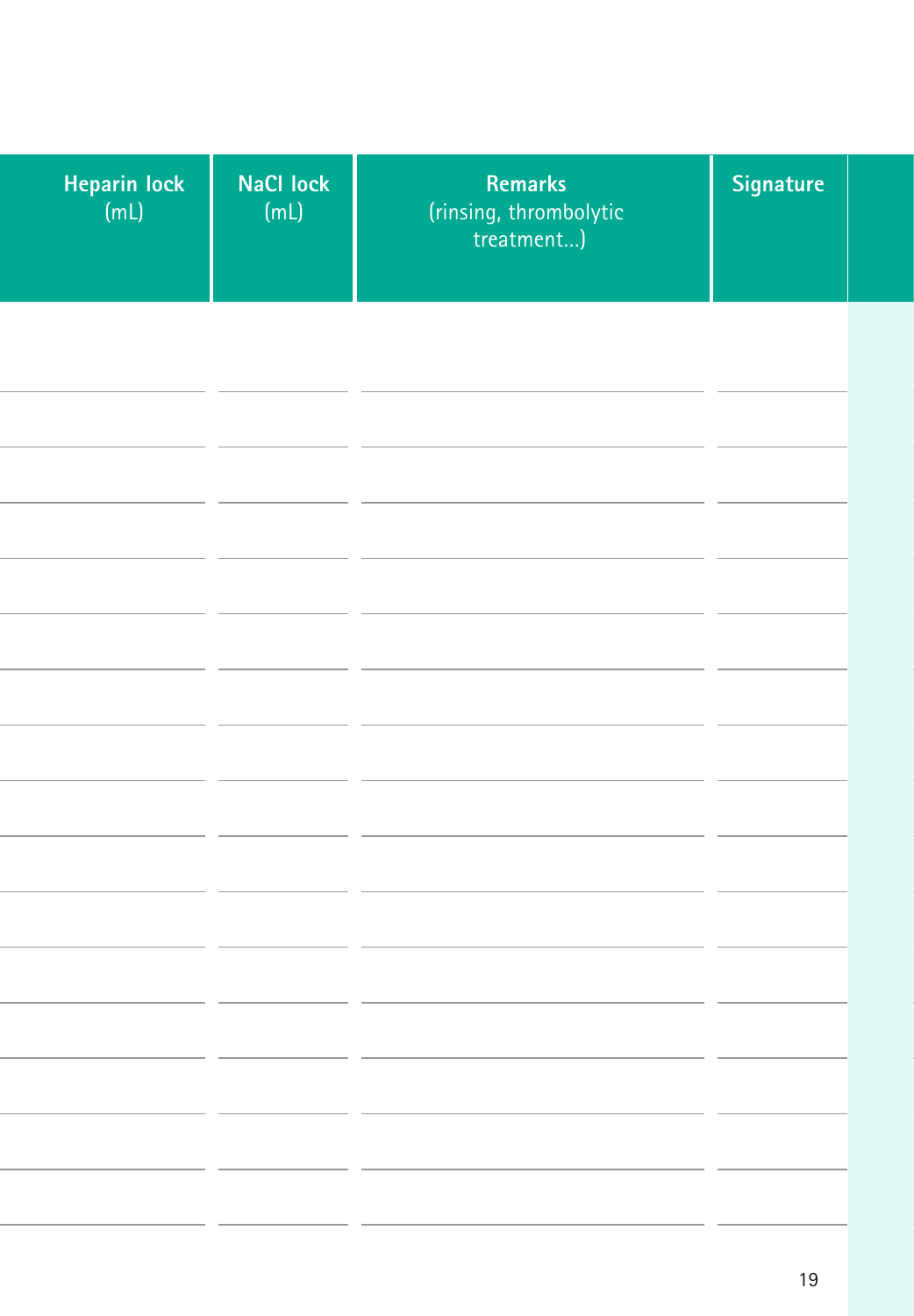| Heparin lock (mL) | NaCl lock (mL) | Remarks (rinsing, thrombolytic treatment...) | Signature |
|---|---|---|---|
| | | | |
| | | | |
| | | | |
| | | | |
| | | | |
| | | | |
| | | | |
| | | | |
| | | | |
| | | | |
| | | | |
| | | | |
| | | | |
| | | | |
| | | | |
| | | | |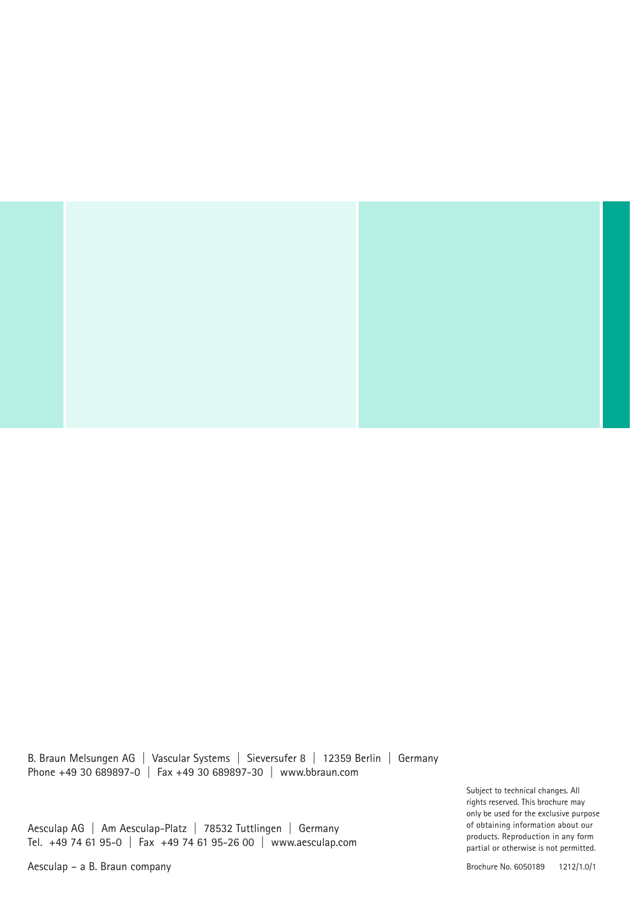B. Braun Melsungen AG | Vascular Systems | Sieversufer 8 | 12359 Berlin | Germany
Phone +49 30 689897-0 | Fax +49 30 689897-30 | www.bbraun.com

Aesculap AG | Am Aesculap-Platz | 78532 Tuttlingen | Germany
Tel. +49 74 61 95-0 | Fax +49 74 61 95-26 00 | www.aesculap.com

Aesculap – a B. Braun company

Subject to technical changes. All rights reserved. This brochure may only be used for the exclusive purpose of obtaining information about our products. Reproduction in any form partial or otherwise is not permitted.

Brochure No. 6050189 1212/1.0/1